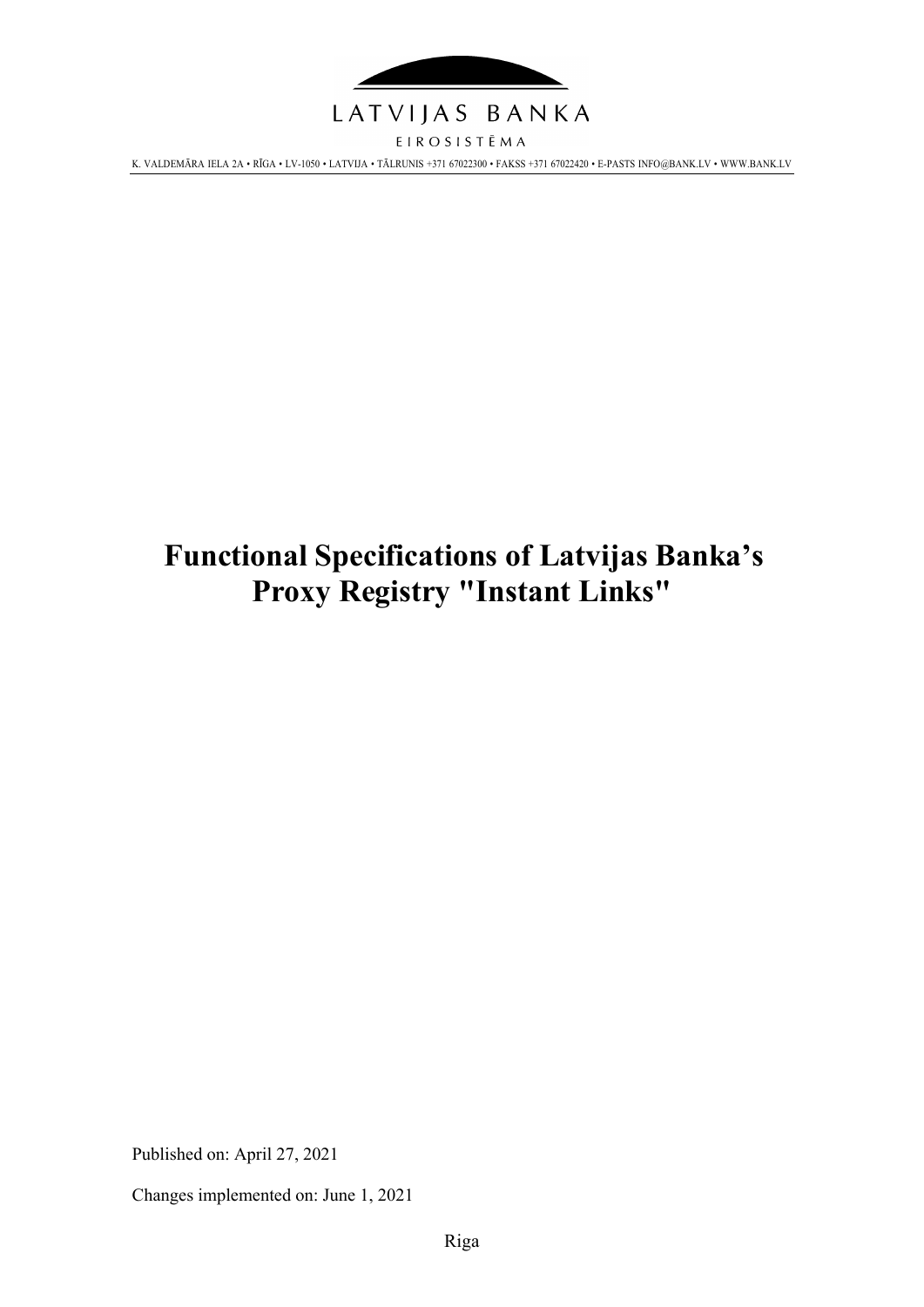LATVIJAS BANKA

EIROSISTĒMA

K. VALDEMĀRA IELA 2A • RĪGA • LV-1050 • LATVIJA • TĀLRUNIS +371 67022300 • FAKSS +371 67022420 • E-PASTS INFO@BANK.LV • WWW.BANK.LV

# Functional Specifications of Latvijas Banka's Proxy Registry "Instant Links"

Published on: April 27, 2021

Changes implemented on: June 1, 2021

Riga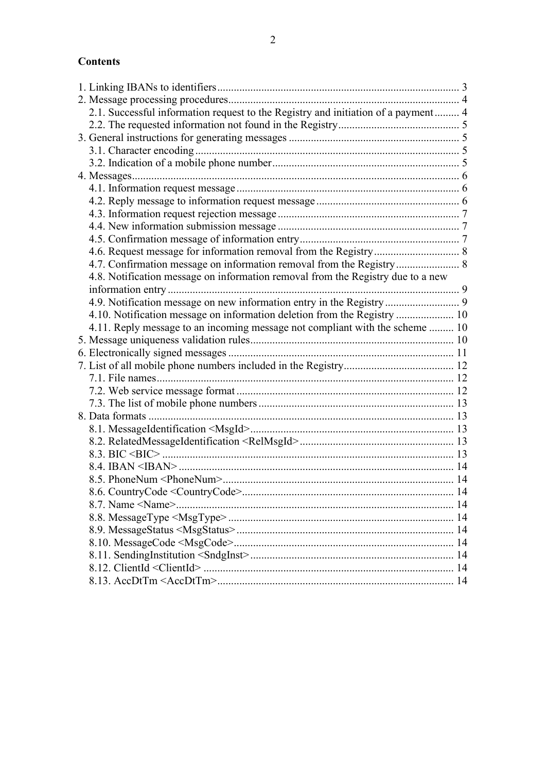## Contents

1. Linking IBANs to identifiers ........................................................................................ 3
2. Message processing procedures .................................................................................... 4
   - 2.1. Successful information request to the Registry and initiation of a payment ......... 4
   - 2.2. The requested information not found in the Registry ............................................ 5
3. General instructions for generating messages ............................................................. 5
   - 3.1. Character encoding ............................................................................................... 5
   - 3.2. Indication of a mobile phone number .................................................................... 5
4. Messages ....................................................................................................................... 6
   - 4.1. Information request message ................................................................................ 6
   - 4.2. Reply message to information request message .................................................... 6
   - 4.3. Information request rejection message .................................................................. 7
   - 4.4. New information submission message .................................................................. 7
   - 4.5. Confirmation message of information entry .......................................................... 7
   - 4.6. Request message for information removal from the Registry ............................... 8
   - 4.7. Confirmation message on information removal from the Registry ........................ 8
   - 4.8. Notification message on information removal from the Registry due to a new information entry ......................................................................................................... 9
   - 4.9. Notification message on new information entry in the Registry ............................ 9
   - 4.10. Notification message on information deletion from the Registry ...................... 10
   - 4.11. Reply message to an incoming message not compliant with the scheme .......... 10
5. Message uniqueness validation rules .......................................................................... 10
6. Electronically signed messages .................................................................................. 11
7. List of all mobile phone numbers included in the Registry ......................................... 12
   - 7.1. File names ............................................................................................................ 12
   - 7.2. Web service message format ............................................................................... 12
   - 7.3. The list of mobile phone numbers ....................................................................... 13
8. Data formats ............................................................................................................... 13
   - 8.1. MessageIdentification <MsgId> .......................................................................... 13
   - 8.2. RelatedMessageIdentification <RelMsgId> ........................................................ 13
   - 8.3. BIC <BIC> ......................................................................................................... 13
   - 8.4. IBAN <IBAN> .................................................................................................... 14
   - 8.5. PhoneNum <PhoneNum> .................................................................................... 14
   - 8.6. CountryCode <CountryCode> ............................................................................ 14
   - 8.7. Name <Name> ..................................................................................................... 14
   - 8.8. MessageType <MsgType> .................................................................................. 14
   - 8.9. MessageStatus <MsgStatus> ............................................................................... 14
   - 8.10. MessageCode <MsgCode> ................................................................................ 14
   - 8.11. SendingInstitution <SndgInst> .......................................................................... 14
   - 8.12. ClientId <ClientId> ........................................................................................... 14
   - 8.13. AccDtTm <AccDtTm> ...................................................................................... 14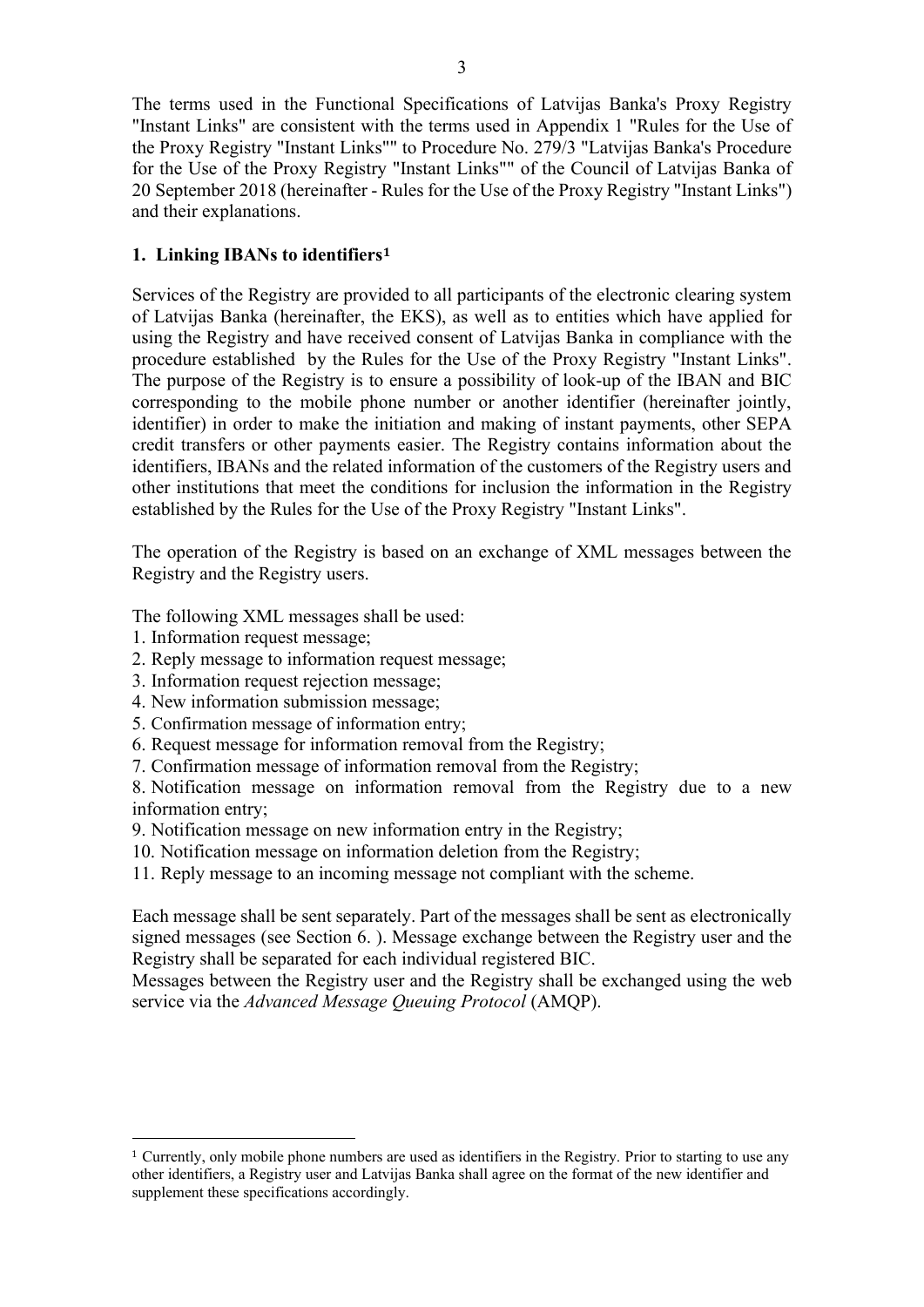The terms used in the Functional Specifications of Latvijas Banka's Proxy Registry "Instant Links" are consistent with the terms used in Appendix 1 "Rules for the Use of the Proxy Registry "Instant Links"" to Procedure No. 279/3 "Latvijas Banka's Procedure for the Use of the Proxy Registry "Instant Links"" of the Council of Latvijas Banka of 20 September 2018 (hereinafter - Rules for the Use of the Proxy Registry "Instant Links") and their explanations.

## 1. Linking IBANs to identifiers[1]

Services of the Registry are provided to all participants of the electronic clearing system of Latvijas Banka (hereinafter, the EKS), as well as to entities which have applied for using the Registry and have received consent of Latvijas Banka in compliance with the procedure established by the Rules for the Use of the Proxy Registry "Instant Links". The purpose of the Registry is to ensure a possibility of look-up of the IBAN and BIC corresponding to the mobile phone number or another identifier (hereinafter jointly, identifier) in order to make the initiation and making of instant payments, other SEPA credit transfers or other payments easier. The Registry contains information about the identifiers, IBANs and the related information of the customers of the Registry users and other institutions that meet the conditions for inclusion the information in the Registry established by the Rules for the Use of the Proxy Registry "Instant Links".

The operation of the Registry is based on an exchange of XML messages between the Registry and the Registry users.

The following XML messages shall be used:

1. Information request message;
2. Reply message to information request message;
3. Information request rejection message;
4. New information submission message;
5. Confirmation message of information entry;
6. Request message for information removal from the Registry;
7. Confirmation message of information removal from the Registry;
8. Notification message on information removal from the Registry due to a new information entry;
9. Notification message on new information entry in the Registry;
10. Notification message on information deletion from the Registry;
11. Reply message to an incoming message not compliant with the scheme.

Each message shall be sent separately. Part of the messages shall be sent as electronically signed messages (see Section 6. ). Message exchange between the Registry user and the Registry shall be separated for each individual registered BIC.

Messages between the Registry user and the Registry shall be exchanged using the web service via the *Advanced Message Queuing Protocol* (AMQP).

---

[1] Currently, only mobile phone numbers are used as identifiers in the Registry. Prior to starting to use any other identifiers, a Registry user and Latvijas Banka shall agree on the format of the new identifier and supplement these specifications accordingly.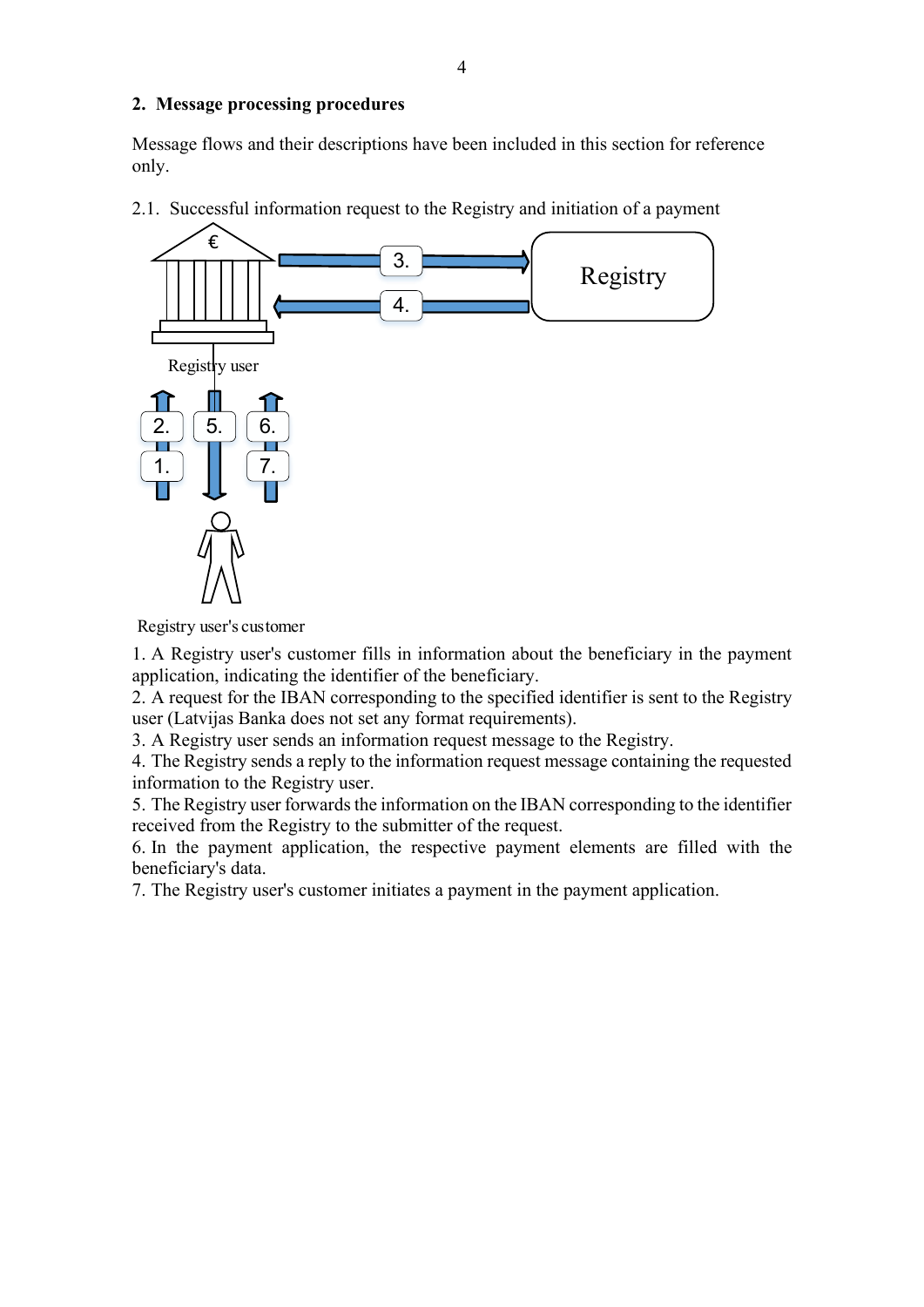## 2. Message processing procedures

Message flows and their descriptions have been included in this section for reference only.

2.1. Successful information request to the Registry and initiation of a payment

1. A Registry user's customer fills in information about the beneficiary in the payment application, indicating the identifier of the beneficiary.
2. A request for the IBAN corresponding to the specified identifier is sent to the Registry user (Latvijas Banka does not set any format requirements).
3. A Registry user sends an information request message to the Registry.
4. The Registry sends a reply to the information request message containing the requested information to the Registry user.
5. The Registry user forwards the information on the IBAN corresponding to the identifier received from the Registry to the submitter of the request.
6. In the payment application, the respective payment elements are filled with the beneficiary's data.
7. The Registry user's customer initiates a payment in the payment application.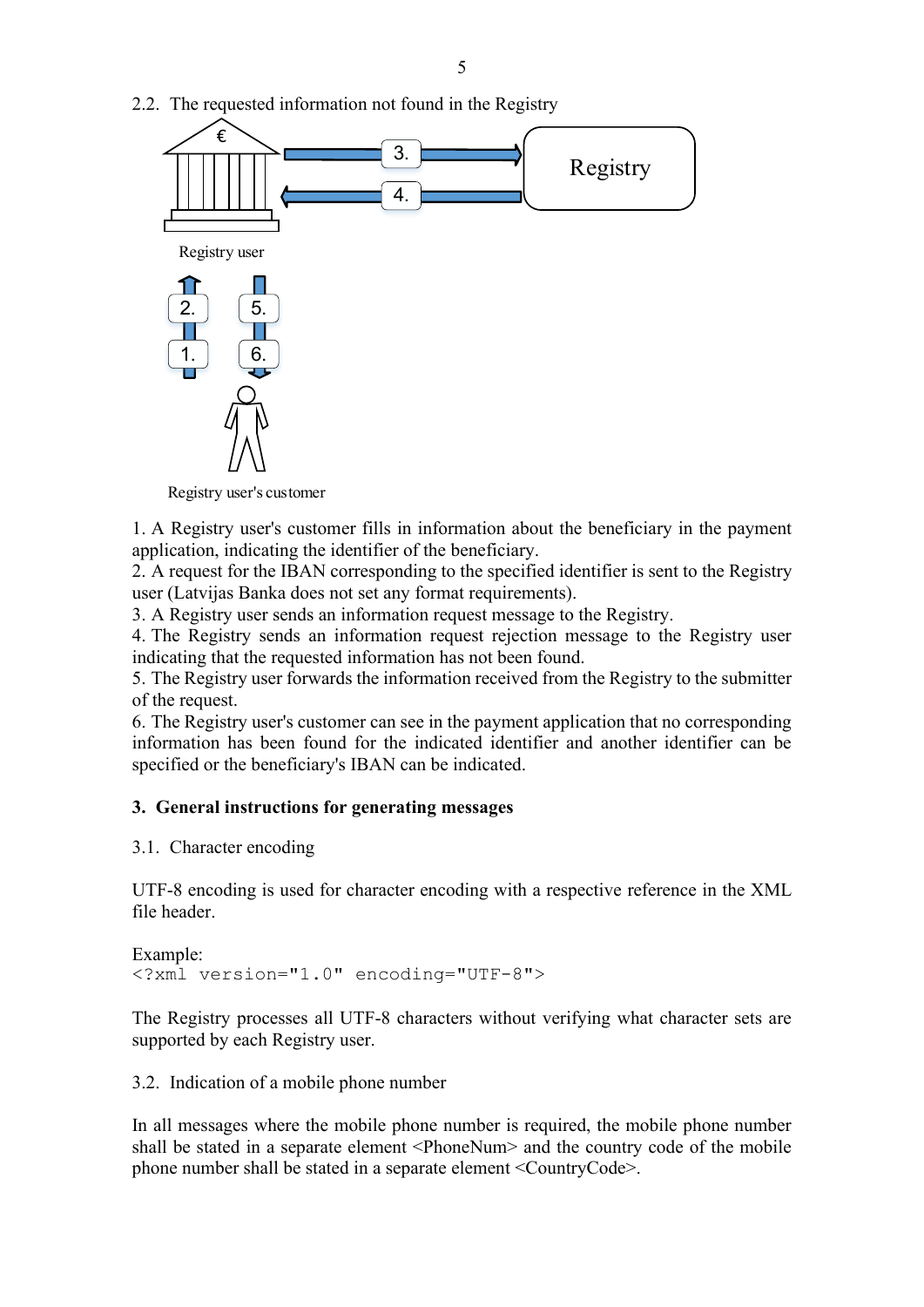## 2.2. The requested information not found in the Registry

1. A Registry user's customer fills in information about the beneficiary in the payment application, indicating the identifier of the beneficiary.
2. A request for the IBAN corresponding to the specified identifier is sent to the Registry user (Latvijas Banka does not set any format requirements).
3. A Registry user sends an information request message to the Registry.
4. The Registry sends an information request rejection message to the Registry user indicating that the requested information has not been found.
5. The Registry user forwards the information received from the Registry to the submitter of the request.
6. The Registry user's customer can see in the payment application that no corresponding information has been found for the indicated identifier and another identifier can be specified or the beneficiary's IBAN can be indicated.

# 3. General instructions for generating messages

## 3.1. Character encoding

UTF-8 encoding is used for character encoding with a respective reference in the XML file header.

Example:

```
<?xml version="1.0" encoding="UTF-8">
```

The Registry processes all UTF-8 characters without verifying what character sets are supported by each Registry user.

## 3.2. Indication of a mobile phone number

In all messages where the mobile phone number is required, the mobile phone number shall be stated in a separate element <PhoneNum> and the country code of the mobile phone number shall be stated in a separate element <CountryCode>.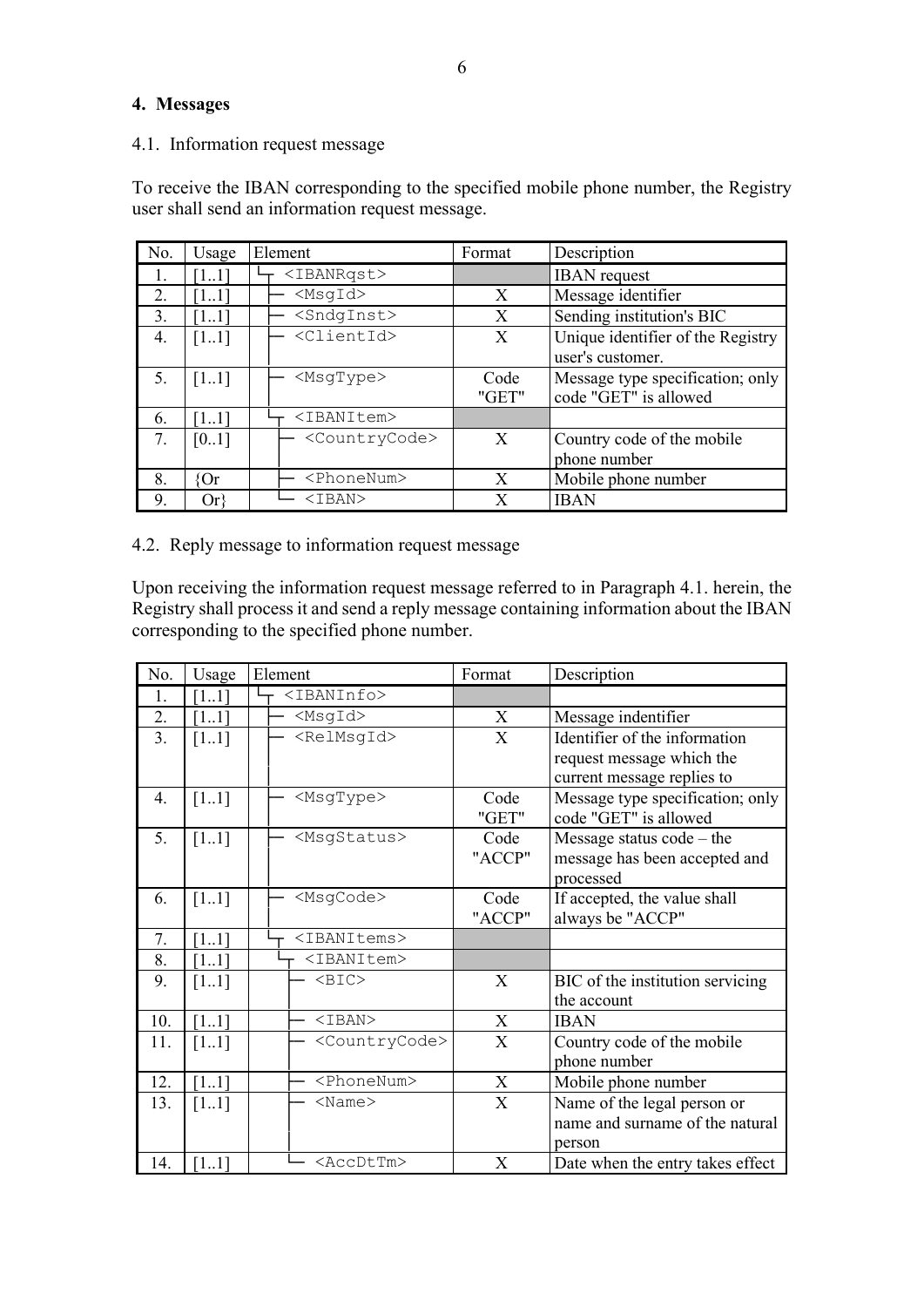## 4. Messages

### 4.1. Information request message

To receive the IBAN corresponding to the specified mobile phone number, the Registry user shall send an information request message.

| No. | Usage | Element | Format | Description |
|---|---|---|---|---|
| 1. | [1..1] | └┬ <IBANRqst> | | IBAN request |
| 2. | [1..1] | ├─ <MsgId> | X | Message identifier |
| 3. | [1..1] | ├─ <SndgInst> | X | Sending institution's BIC |
| 4. | [1..1] | ├─ <ClientId> | X | Unique identifier of the Registry user's customer. |
| 5. | [1..1] | ├─ <MsgType> | Code "GET" | Message type specification; only code "GET" is allowed |
| 6. | [1..1] | └┬ <IBANItem> | | |
| 7. | [0..1] | ├─ <CountryCode> | X | Country code of the mobile phone number |
| 8. | {Or | ├─ <PhoneNum> | X | Mobile phone number |
| 9. | Or} | └─ <IBAN> | X | IBAN |

### 4.2. Reply message to information request message

Upon receiving the information request message referred to in Paragraph 4.1. herein, the Registry shall process it and send a reply message containing information about the IBAN corresponding to the specified phone number.

| No. | Usage | Element | Format | Description |
|---|---|---|---|---|
| 1. | [1..1] | └┬ <IBANInfo> | | |
| 2. | [1..1] | ├─ <MsgId> | X | Message indentifier |
| 3. | [1..1] | ├─ <RelMsgId> | X | Identifier of the information request message which the current message replies to |
| 4. | [1..1] | ├─ <MsgType> | Code "GET" | Message type specification; only code "GET" is allowed |
| 5. | [1..1] | ├─ <MsgStatus> | Code "ACCP" | Message status code – the message has been accepted and processed |
| 6. | [1..1] | ├─ <MsgCode> | Code "ACCP" | If accepted, the value shall always be "ACCP" |
| 7. | [1..1] | └┬ <IBANItems> | | |
| 8. | [1..1] | └┬ <IBANItem> | | |
| 9. | [1..1] | ├─ <BIC> | X | BIC of the institution servicing the account |
| 10. | [1..1] | ├─ <IBAN> | X | IBAN |
| 11. | [1..1] | ├─ <CountryCode> | X | Country code of the mobile phone number |
| 12. | [1..1] | ├─ <PhoneNum> | X | Mobile phone number |
| 13. | [1..1] | ├─ <Name> | X | Name of the legal person or name and surname of the natural person |
| 14. | [1..1] | └─ <AccDtTm> | X | Date when the entry takes effect |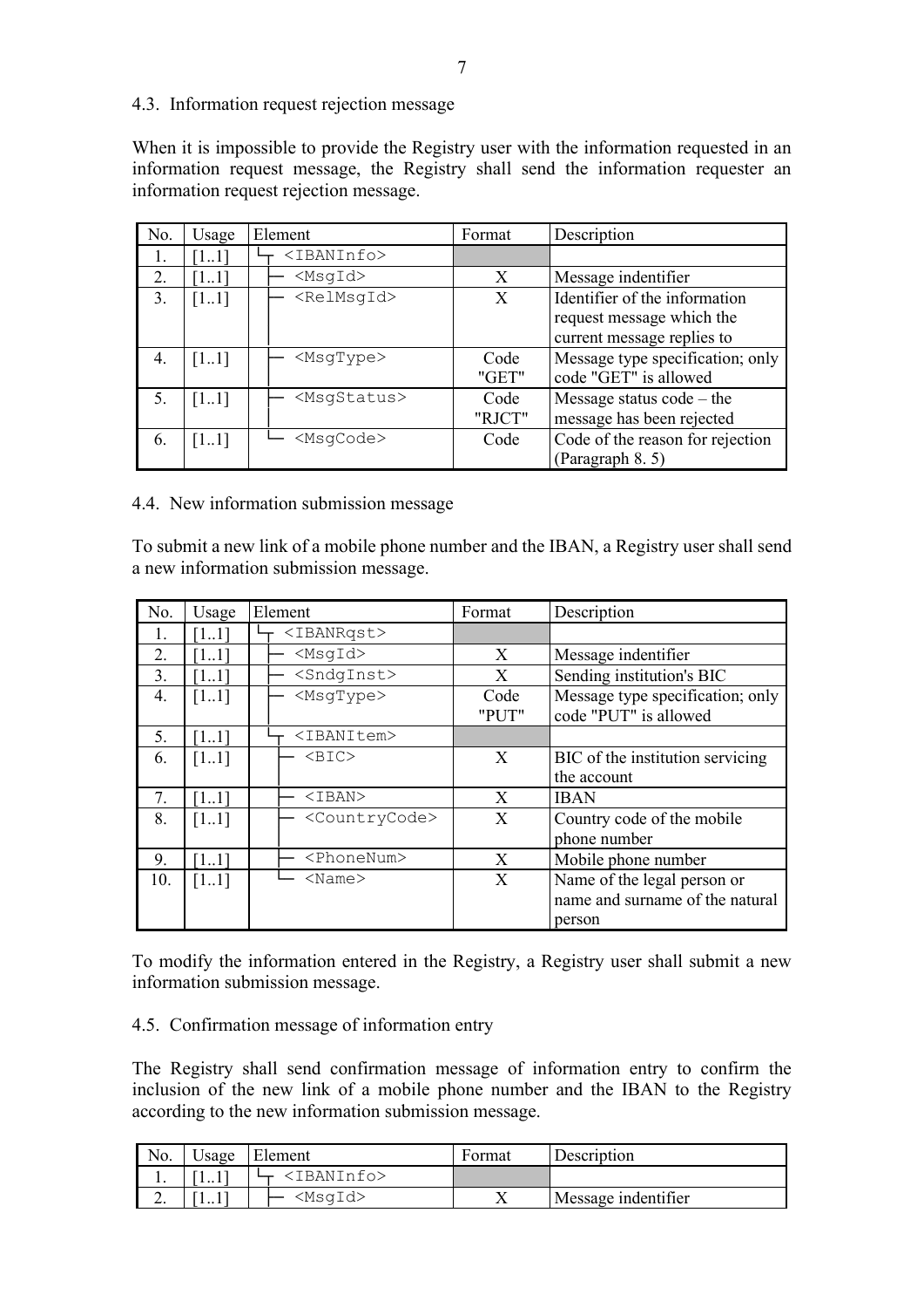### 4.3. Information request rejection message

When it is impossible to provide the Registry user with the information requested in an information request message, the Registry shall send the information requester an information request rejection message.

| No. | Usage | Element | Format | Description |
|---|---|---|---|---|
| 1. | [1..1] | └┬ `<IBANInfo>` | | |
| 2. | [1..1] | ├─ `<MsgId>` | X | Message indentifier |
| 3. | [1..1] | ├─ `<RelMsgId>` | X | Identifier of the information request message which the current message replies to |
| 4. | [1..1] | ├─ `<MsgType>` | Code "GET" | Message type specification; only code "GET" is allowed |
| 5. | [1..1] | ├─ `<MsgStatus>` | Code "RJCT" | Message status code – the message has been rejected |
| 6. | [1..1] | └─ `<MsgCode>` | Code | Code of the reason for rejection (Paragraph 8. 5) |

### 4.4. New information submission message

To submit a new link of a mobile phone number and the IBAN, a Registry user shall send a new information submission message.

| No. | Usage | Element | Format | Description |
|---|---|---|---|---|
| 1. | [1..1] | └┬ `<IBANRqst>` | | |
| 2. | [1..1] | ├─ `<MsgId>` | X | Message indentifier |
| 3. | [1..1] | ├─ `<SndgInst>` | X | Sending institution's BIC |
| 4. | [1..1] | ├─ `<MsgType>` | Code "PUT" | Message type specification; only code "PUT" is allowed |
| 5. | [1..1] | └┬ `<IBANItem>` | | |
| 6. | [1..1] | ├─ `<BIC>` | X | BIC of the institution servicing the account |
| 7. | [1..1] | ├─ `<IBAN>` | X | IBAN |
| 8. | [1..1] | ├─ `<CountryCode>` | X | Country code of the mobile phone number |
| 9. | [1..1] | ├─ `<PhoneNum>` | X | Mobile phone number |
| 10. | [1..1] | └─ `<Name>` | X | Name of the legal person or name and surname of the natural person |

To modify the information entered in the Registry, a Registry user shall submit a new information submission message.

### 4.5. Confirmation message of information entry

The Registry shall send confirmation message of information entry to confirm the inclusion of the new link of a mobile phone number and the IBAN to the Registry according to the new information submission message.

| No. | Usage | Element | Format | Description |
|---|---|---|---|---|
| 1. | [1..1] | └┬ `<IBANInfo>` | | |
| 2. | [1..1] | ├─ `<MsgId>` | X | Message indentifier |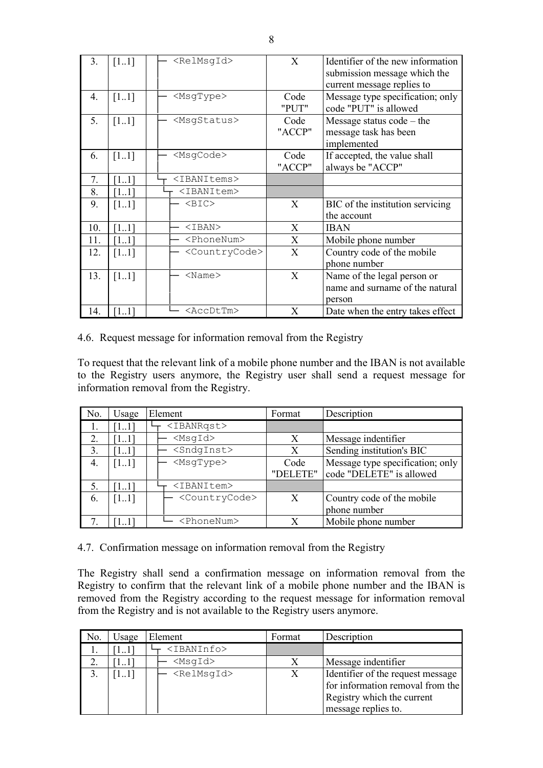| No. | Usage | Element | Format | Description |
|---|---|---|---|---|
| 3. | [1..1] | ├ `<RelMsgId>` | X | Identifier of the new information submission message which the current message replies to |
| 4. | [1..1] | ├ `<MsgType>` | Code "PUT" | Message type specification; only code "PUT" is allowed |
| 5. | [1..1] | ├ `<MsgStatus>` | Code "ACCP" | Message status code – the message task has been implemented |
| 6. | [1..1] | ├ `<MsgCode>` | Code "ACCP" | If accepted, the value shall always be "ACCP" |
| 7. | [1..1] | └┬ `<IBANItems>` | | |
| 8. | [1..1] | └┬ `<IBANItem>` | | |
| 9. | [1..1] | ├ `<BIC>` | X | BIC of the institution servicing the account |
| 10. | [1..1] | ├ `<IBAN>` | X | IBAN |
| 11. | [1..1] | ├ `<PhoneNum>` | X | Mobile phone number |
| 12. | [1..1] | ├ `<CountryCode>` | X | Country code of the mobile phone number |
| 13. | [1..1] | ├ `<Name>` | X | Name of the legal person or name and surname of the natural person |
| 14. | [1..1] | └ `<AccDtTm>` | X | Date when the entry takes effect |

### 4.6. Request message for information removal from the Registry

To request that the relevant link of a mobile phone number and the IBAN is not available to the Registry users anymore, the Registry user shall send a request message for information removal from the Registry.

| No. | Usage | Element | Format | Description |
|---|---|---|---|---|
| 1. | [1..1] | └┬ `<IBANRqst>` | | |
| 2. | [1..1] | ├ `<MsgId>` | X | Message indentifier |
| 3. | [1..1] | ├ `<SndgInst>` | X | Sending institution's BIC |
| 4. | [1..1] | ├ `<MsgType>` | Code "DELETE" | Message type specification; only code "DELETE" is allowed |
| 5. | [1..1] | └┬ `<IBANItem>` | | |
| 6. | [1..1] | ├ `<CountryCode>` | X | Country code of the mobile phone number |
| 7. | [1..1] | └ `<PhoneNum>` | X | Mobile phone number |

### 4.7. Confirmation message on information removal from the Registry

The Registry shall send a confirmation message on information removal from the Registry to confirm that the relevant link of a mobile phone number and the IBAN is removed from the Registry according to the request message for information removal from the Registry and is not available to the Registry users anymore.

| No. | Usage | Element | Format | Description |
|---|---|---|---|---|
| 1. | [1..1] | └┬ `<IBANInfo>` | | |
| 2. | [1..1] | ├ `<MsgId>` | X | Message indentifier |
| 3. | [1..1] | ├ `<RelMsgId>` | X | Identifier of the request message for information removal from the Registry which the current message replies to. |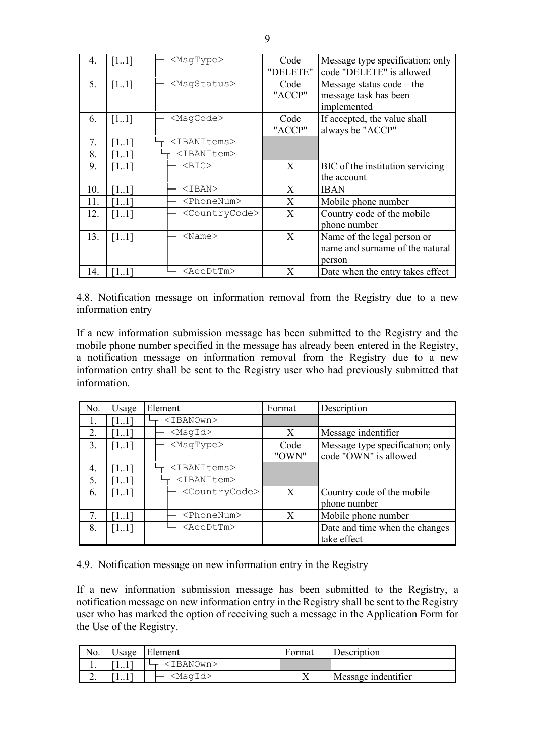| No. | Usage | Element | Format | Description |
|---|---|---|---|---|
| 4. | [1..1] | ├ `<MsgType>` | Code "DELETE" | Message type specification; only code "DELETE" is allowed |
| 5. | [1..1] | ├ `<MsgStatus>` | Code "ACCP" | Message status code – the message task has been implemented |
| 6. | [1..1] | ├ `<MsgCode>` | Code "ACCP" | If accepted, the value shall always be "ACCP" |
| 7. | [1..1] | └┬ `<IBANItems>` | | |
| 8. | [1..1] | └┬ `<IBANItem>` | | |
| 9. | [1..1] | ├ `<BIC>` | X | BIC of the institution servicing the account |
| 10. | [1..1] | ├ `<IBAN>` | X | IBAN |
| 11. | [1..1] | ├ `<PhoneNum>` | X | Mobile phone number |
| 12. | [1..1] | ├ `<CountryCode>` | X | Country code of the mobile phone number |
| 13. | [1..1] | ├ `<Name>` | X | Name of the legal person or name and surname of the natural person |
| 14. | [1..1] | └ `<AccDtTm>` | X | Date when the entry takes effect |

4.8. Notification message on information removal from the Registry due to a new information entry

If a new information submission message has been submitted to the Registry and the mobile phone number specified in the message has already been entered in the Registry, a notification message on information removal from the Registry due to a new information entry shall be sent to the Registry user who had previously submitted that information.

| No. | Usage | Element | Format | Description |
|---|---|---|---|---|
| 1. | [1..1] | └┬ `<IBANOwn>` | | |
| 2. | [1..1] | ├ `<MsgId>` | X | Message indentifier |
| 3. | [1..1] | ├ `<MsgType>` | Code "OWN" | Message type specification; only code "OWN" is allowed |
| 4. | [1..1] | └┬ `<IBANItems>` | | |
| 5. | [1..1] | └┬ `<IBANItem>` | | |
| 6. | [1..1] | ├ `<CountryCode>` | X | Country code of the mobile phone number |
| 7. | [1..1] | ├ `<PhoneNum>` | X | Mobile phone number |
| 8. | [1..1] | └ `<AccDtTm>` | | Date and time when the changes take effect |

4.9. Notification message on new information entry in the Registry

If a new information submission message has been submitted to the Registry, a notification message on new information entry in the Registry shall be sent to the Registry user who has marked the option of receiving such a message in the Application Form for the Use of the Registry.

| No. | Usage | Element | Format | Description |
|---|---|---|---|---|
| 1. | [1..1] | └┬ `<IBANOwn>` | | |
| 2. | [1..1] | ├ `<MsgId>` | X | Message indentifier |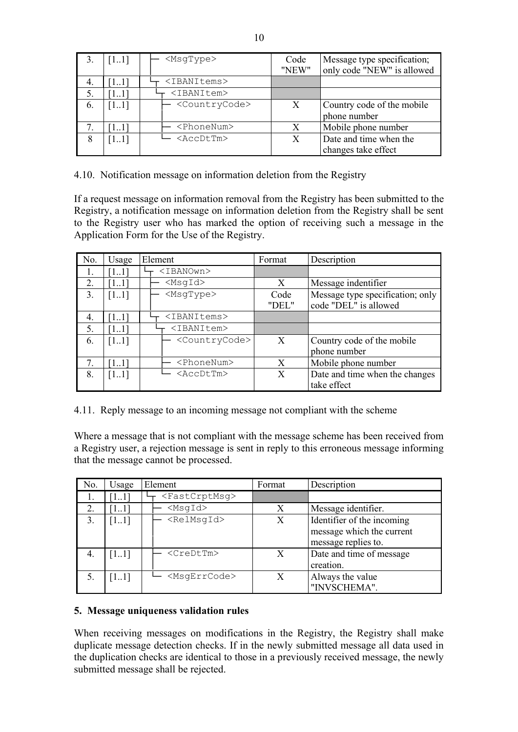| 3. | [1..1] | ├ <MsgType> | Code "NEW" | Message type specification; only code "NEW" is allowed |
|---|---|---|---|---|
| 4. | [1..1] | └┬ <IBANItems> | | |
| 5. | [1..1] | └┬ <IBANItem> | | |
| 6. | [1..1] | ├ <CountryCode> | X | Country code of the mobile phone number |
| 7. | [1..1] | ├ <PhoneNum> | X | Mobile phone number |
| 8 | [1..1] | └ <AccDtTm> | X | Date and time when the changes take effect |

4.10. Notification message on information deletion from the Registry

If a request message on information removal from the Registry has been submitted to the Registry, a notification message on information deletion from the Registry shall be sent to the Registry user who has marked the option of receiving such a message in the Application Form for the Use of the Registry.

| No. | Usage | Element | Format | Description |
|---|---|---|---|---|
| 1. | [1..1] | └┬ <IBANOwn> | | |
| 2. | [1..1] | ├ <MsgId> | X | Message indentifier |
| 3. | [1..1] | ├ <MsgType> | Code "DEL" | Message type specification; only code "DEL" is allowed |
| 4. | [1..1] | └┬ <IBANItems> | | |
| 5. | [1..1] | └┬ <IBANItem> | | |
| 6. | [1..1] | ├ <CountryCode> | X | Country code of the mobile phone number |
| 7. | [1..1] | ├ <PhoneNum> | X | Mobile phone number |
| 8. | [1..1] | └ <AccDtTm> | X | Date and time when the changes take effect |

4.11. Reply message to an incoming message not compliant with the scheme

Where a message that is not compliant with the message scheme has been received from a Registry user, a rejection message is sent in reply to this erroneous message informing that the message cannot be processed.

| No. | Usage | Element | Format | Description |
|---|---|---|---|---|
| 1. | [1..1] | └┬ <FastCrptMsg> | | |
| 2. | [1..1] | ├ <MsgId> | X | Message identifier. |
| 3. | [1..1] | ├ <RelMsgId> | X | Identifier of the incoming message which the current message replies to. |
| 4. | [1..1] | ├ <CreDtTm> | X | Date and time of message creation. |
| 5. | [1..1] | └ <MsgErrCode> | X | Always the value "INVSCHEMA". |

## 5. Message uniqueness validation rules

When receiving messages on modifications in the Registry, the Registry shall make duplicate message detection checks. If in the newly submitted message all data used in the duplication checks are identical to those in a previously received message, the newly submitted message shall be rejected.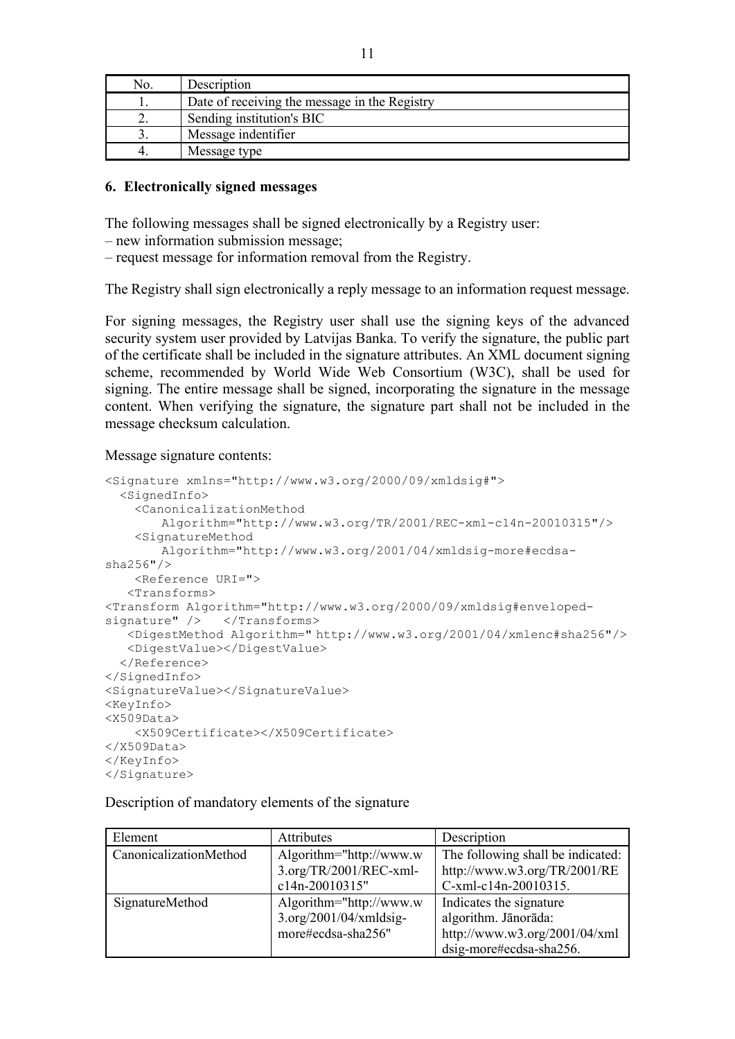| No. | Description |
| --- | --- |
| 1. | Date of receiving the message in the Registry |
| 2. | Sending institution's BIC |
| 3. | Message indentifier |
| 4. | Message type |

### 6. Electronically signed messages

The following messages shall be signed electronically by a Registry user:
– new information submission message;
– request message for information removal from the Registry.

The Registry shall sign electronically a reply message to an information request message.

For signing messages, the Registry user shall use the signing keys of the advanced security system user provided by Latvijas Banka. To verify the signature, the public part of the certificate shall be included in the signature attributes. An XML document signing scheme, recommended by World Wide Web Consortium (W3C), shall be used for signing. The entire message shall be signed, incorporating the signature in the message content. When verifying the signature, the signature part shall not be included in the message checksum calculation.

Message signature contents:

```
<Signature xmlns="http://www.w3.org/2000/09/xmldsig#">
  <SignedInfo>
    <CanonicalizationMethod
        Algorithm="http://www.w3.org/TR/2001/REC-xml-c14n-20010315"/>
    <SignatureMethod
        Algorithm="http://www.w3.org/2001/04/xmldsig-more#ecdsa-
sha256"/>
    <Reference URI=">
   <Transforms>
<Transform Algorithm="http://www.w3.org/2000/09/xmldsig#enveloped-
signature" />   </Transforms>
   <DigestMethod Algorithm=" http://www.w3.org/2001/04/xmlenc#sha256"/>
   <DigestValue></DigestValue>
  </Reference>
</SignedInfo>
<SignatureValue></SignatureValue>
<KeyInfo>
<X509Data>
    <X509Certificate></X509Certificate>
</X509Data>
</KeyInfo>
</Signature>
```

Description of mandatory elements of the signature

| Element | Attributes | Description |
| --- | --- | --- |
| CanonicalizationMethod | Algorithm="http://www.w3.org/TR/2001/REC-xml-c14n-20010315" | The following shall be indicated: http://www.w3.org/TR/2001/REC-xml-c14n-20010315. |
| SignatureMethod | Algorithm="http://www.w3.org/2001/04/xmldsig-more#ecdsa-sha256" | Indicates the signature algorithm. Jānorāda: http://www.w3.org/2001/04/xmldsig-more#ecdsa-sha256. |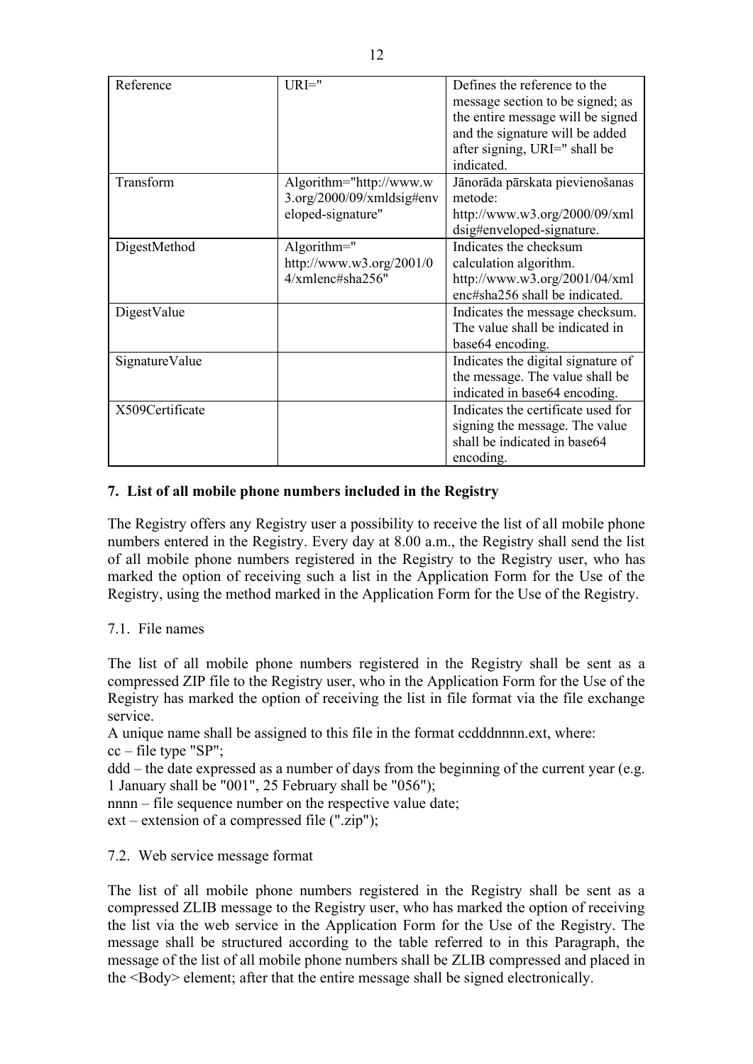| Reference | URI='' | Defines the reference to the message section to be signed; as the entire message will be signed and the signature will be added after signing, URI='' shall be indicated. |
| --- | --- | --- |
| Transform | Algorithm="http://www.w3.org/2000/09/xmldsig#enveloped-signature" | Jānorāda pārskata pievienošanas metode: http://www.w3.org/2000/09/xmldsig#enveloped-signature. |
| DigestMethod | Algorithm=" http://www.w3.org/2001/04/xmlenc#sha256" | Indicates the checksum calculation algorithm. http://www.w3.org/2001/04/xmlenc#sha256 shall be indicated. |
| DigestValue | | Indicates the message checksum. The value shall be indicated in base64 encoding. |
| SignatureValue | | Indicates the digital signature of the message. The value shall be indicated in base64 encoding. |
| X509Certificate | | Indicates the certificate used for signing the message. The value shall be indicated in base64 encoding. |

## 7. List of all mobile phone numbers included in the Registry

The Registry offers any Registry user a possibility to receive the list of all mobile phone numbers entered in the Registry. Every day at 8.00 a.m., the Registry shall send the list of all mobile phone numbers registered in the Registry to the Registry user, who has marked the option of receiving such a list in the Application Form for the Use of the Registry, using the method marked in the Application Form for the Use of the Registry.

### 7.1. File names

The list of all mobile phone numbers registered in the Registry shall be sent as a compressed ZIP file to the Registry user, who in the Application Form for the Use of the Registry has marked the option of receiving the list in file format via the file exchange service.

A unique name shall be assigned to this file in the format ccdddnnnn.ext, where:

cc – file type "SP";

ddd – the date expressed as a number of days from the beginning of the current year (e.g. 1 January shall be "001", 25 February shall be "056");

nnnn – file sequence number on the respective value date;

ext – extension of a compressed file (".zip");

### 7.2. Web service message format

The list of all mobile phone numbers registered in the Registry shall be sent as a compressed ZLIB message to the Registry user, who has marked the option of receiving the list via the web service in the Application Form for the Use of the Registry. The message shall be structured according to the table referred to in this Paragraph, the message of the list of all mobile phone numbers shall be ZLIB compressed and placed in the <Body> element; after that the entire message shall be signed electronically.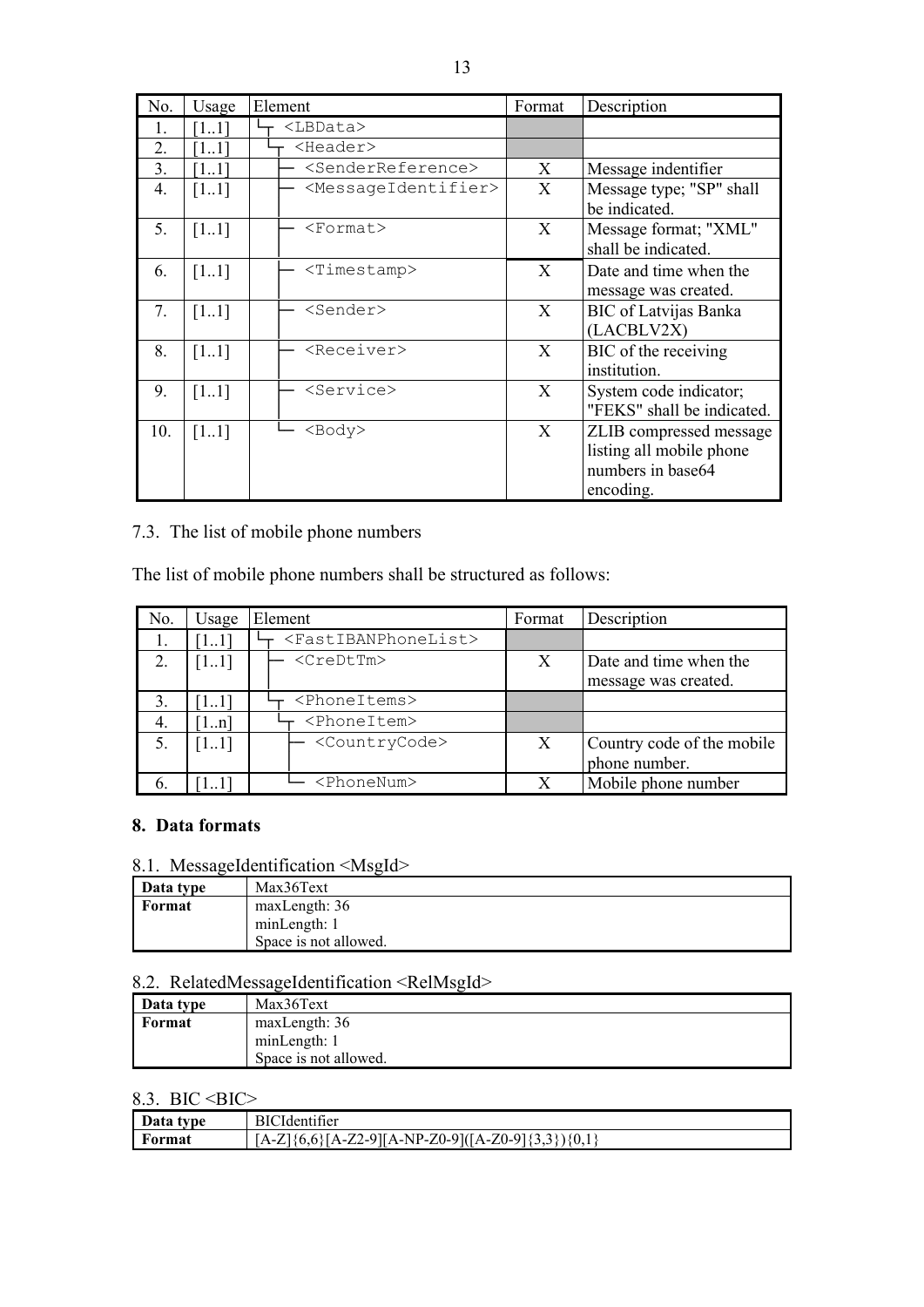| No. | Usage | Element | Format | Description |
|---|---|---|---|---|
| 1. | [1..1] | `<LBData>` | | |
| 2. | [1..1] | `<Header>` | | |
| 3. | [1..1] | `<SenderReference>` | X | Message indentifier |
| 4. | [1..1] | `<MessageIdentifier>` | X | Message type; "SP" shall be indicated. |
| 5. | [1..1] | `<Format>` | X | Message format; "XML" shall be indicated. |
| 6. | [1..1] | `<Timestamp>` | X | Date and time when the message was created. |
| 7. | [1..1] | `<Sender>` | X | BIC of Latvijas Banka (LACBLV2X) |
| 8. | [1..1] | `<Receiver>` | X | BIC of the receiving institution. |
| 9. | [1..1] | `<Service>` | X | System code indicator; "FEKS" shall be indicated. |
| 10. | [1..1] | `<Body>` | X | ZLIB compressed message listing all mobile phone numbers in base64 encoding. |

## 7.3. The list of mobile phone numbers

The list of mobile phone numbers shall be structured as follows:

| No. | Usage | Element | Format | Description |
|---|---|---|---|---|
| 1. | [1..1] | `<FastIBANPhoneList>` | | |
| 2. | [1..1] | `<CreDtTm>` | X | Date and time when the message was created. |
| 3. | [1..1] | `<PhoneItems>` | | |
| 4. | [1..n] | `<PhoneItem>` | | |
| 5. | [1..1] | `<CountryCode>` | X | Country code of the mobile phone number. |
| 6. | [1..1] | `<PhoneNum>` | X | Mobile phone number |

# 8. Data formats

## 8.1. MessageIdentification <MsgId>

| Data type | Max36Text |
|---|---|
| Format | maxLength: 36<br>minLength: 1<br>Space is not allowed. |

## 8.2. RelatedMessageIdentification <RelMsgId>

| Data type | Max36Text |
|---|---|
| Format | maxLength: 36<br>minLength: 1<br>Space is not allowed. |

## 8.3. BIC <BIC>

| Data type | BICIdentifier |
|---|---|
| Format | [A-Z]{6,6}[A-Z2-9][A-NP-Z0-9]([A-Z0-9]{3,3}){0,1} |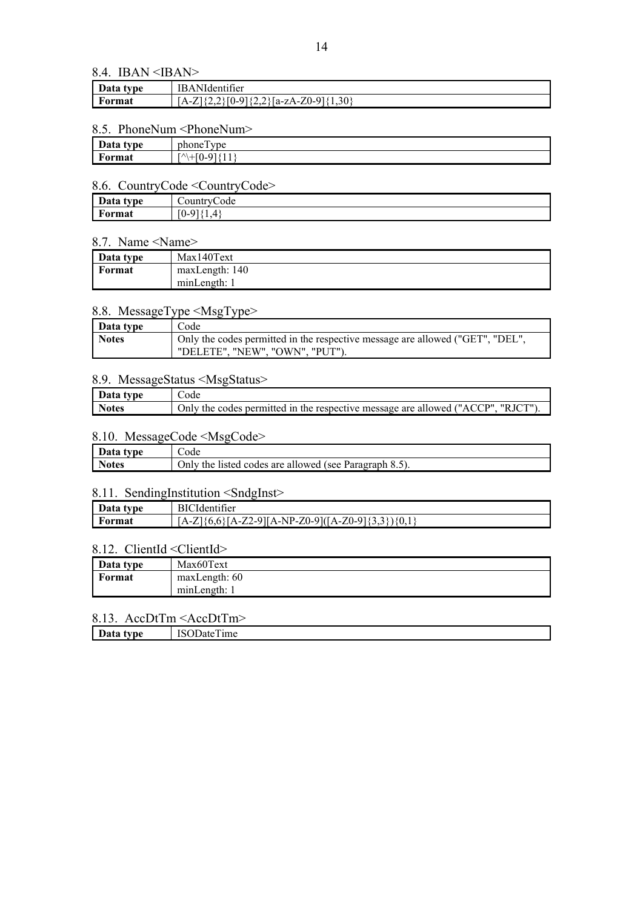### 8.4. IBAN <IBAN>

| | |
|---|---|
| **Data type** | IBANIdentifier |
| **Format** | [A-Z]{2,2}[0-9]{2,2}[a-zA-Z0-9]{1,30} |

### 8.5. PhoneNum <PhoneNum>

| | |
|---|---|
| **Data type** | phoneType |
| **Format** | [^\+[0-9]{11} |

### 8.6. CountryCode <CountryCode>

| | |
|---|---|
| **Data type** | CountryCode |
| **Format** | [0-9]{1,4} |

### 8.7. Name <Name>

| | |
|---|---|
| **Data type** | Max140Text |
| **Format** | maxLength: 140<br>minLength: 1 |

### 8.8. MessageType <MsgType>

| | |
|---|---|
| **Data type** | Code |
| **Notes** | Only the codes permitted in the respective message are allowed ("GET", "DEL", "DELETE", "NEW", "OWN", "PUT"). |

### 8.9. MessageStatus <MsgStatus>

| | |
|---|---|
| **Data type** | Code |
| **Notes** | Only the codes permitted in the respective message are allowed ("ACCP", "RJCT"). |

### 8.10. MessageCode <MsgCode>

| | |
|---|---|
| **Data type** | Code |
| **Notes** | Only the listed codes are allowed (see Paragraph 8.5). |

### 8.11. SendingInstitution <SndgInst>

| | |
|---|---|
| **Data type** | BICIdentifier |
| **Format** | [A-Z]{6,6}[A-Z2-9][A-NP-Z0-9]([A-Z0-9]{3,3}){0,1} |

### 8.12. ClientId <ClientId>

| | |
|---|---|
| **Data type** | Max60Text |
| **Format** | maxLength: 60<br>minLength: 1 |

### 8.13. AccDtTm <AccDtTm>

| | |
|---|---|
| **Data type** | ISODateTime |